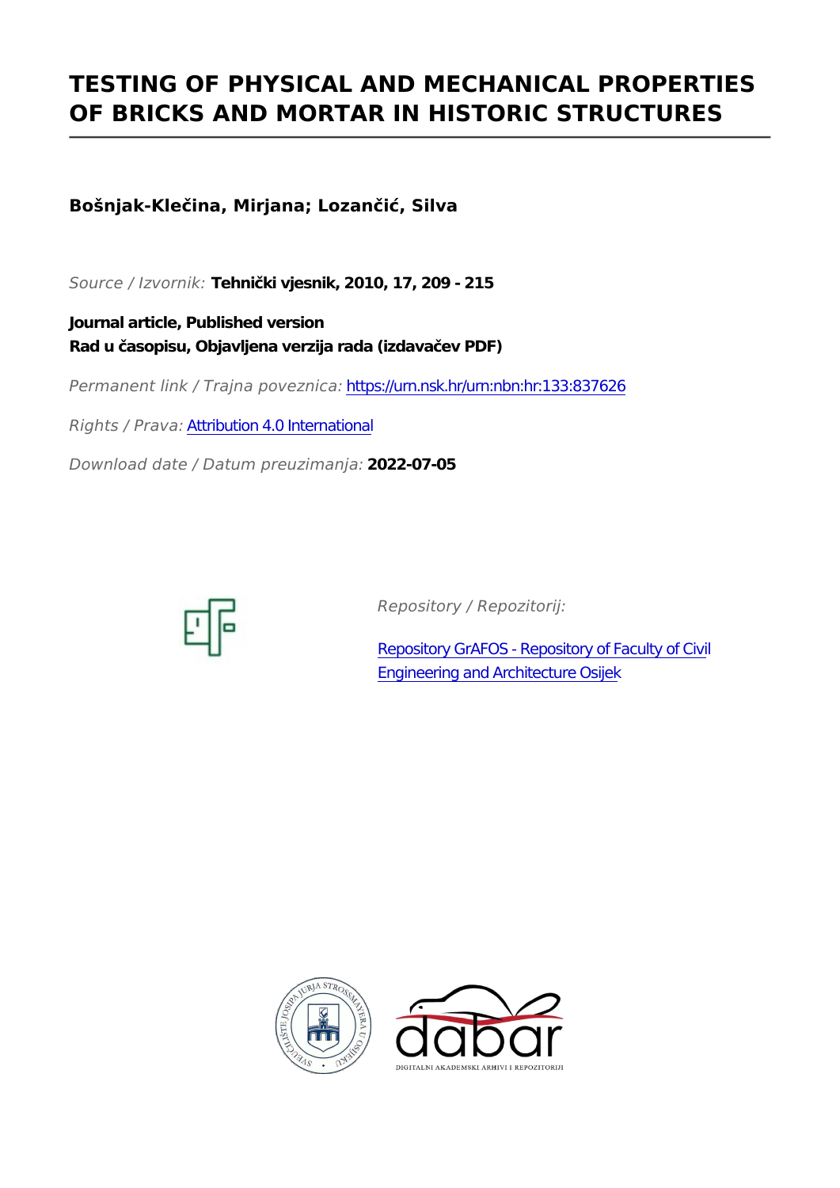# TESTING OF PHYSICAL AND MECHANICAL PROPERTIES OF BRICKS AND MORTAR IN HISTORIC STRUCTURES

**Bošnjak-Klečina, Mirjana; Lozančić, Silva**

*Source / Izvornik:* **Tehnički vjesnik, 2010, 17, 209 - 215**

**Journal article, Published version**
**Rad u časopisu, Objavljena verzija rada (izdavačev PDF)**

*Permanent link / Trajna poveznica:* https://urn.nsk.hr/urn:nbn:hr:133:837626

*Rights / Prava:* Attribution 4.0 International

*Download date / Datum preuzimanja:* **2022-07-05**

*Repository / Repozitorij:*

Repository GrAFOS - Repository of Faculty of Civil Engineering and Architecture Osijek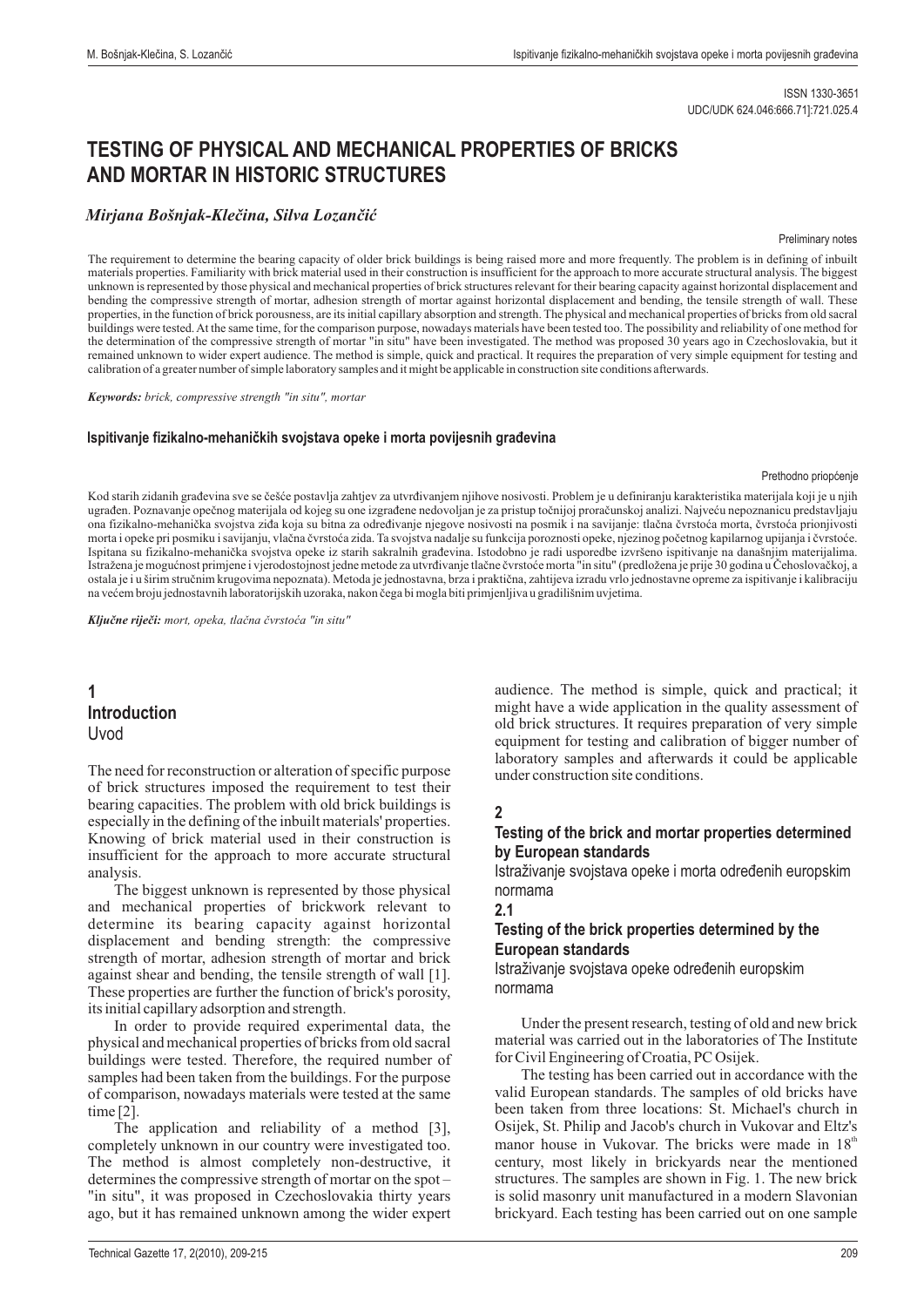ISSN 1330-3651
UDC/UDK 624.046:666.71]:721.025.4

# TESTING OF PHYSICAL AND MECHANICAL PROPERTIES OF BRICKS AND MORTAR IN HISTORIC STRUCTURES

*Mirjana Bošnjak-Klečina, Silva Lozančić*

Preliminary notes

The requirement to determine the bearing capacity of older brick buildings is being raised more and more frequently. The problem is in defining of inbuilt materials properties. Familiarity with brick material used in their construction is insufficient for the approach to more accurate structural analysis. The biggest unknown is represented by those physical and mechanical properties of brick structures relevant for their bearing capacity against horizontal displacement and bending the compressive strength of mortar, adhesion strength of mortar against horizontal displacement and bending, the tensile strength of wall. These properties, in the function of brick porousness, are its initial capillary absorption and strength. The physical and mechanical properties of bricks from old sacral buildings were tested. At the same time, for the comparison purpose, nowadays materials have been tested too. The possibility and reliability of one method for the determination of the compressive strength of mortar "in situ" have been investigated. The method was proposed 30 years ago in Czechoslovakia, but it remained unknown to wider expert audience. The method is simple, quick and practical. It requires the preparation of very simple equipment for testing and calibration of a greater number of simple laboratory samples and it might be applicable in construction site conditions afterwards.

***Keywords:*** *brick, compressive strength "in situ", mortar*

**Ispitivanje fizikalno-mehaničkih svojstava opeke i morta povijesnih građevina**

Prethodno priopćenje

Kod starih zidanih građevina sve se češće postavlja zahtjev za utvrđivanjem njihove nosivosti. Problem je u definiranju karakteristika materijala koji je u njih ugrađen. Poznavanje opečnog materijala od kojeg su one izgrađene nedovoljan je za pristup točnijoj proračunskoj analizi. Najveću nepoznanicu predstavljaju ona fizikalno-mehanička svojstva ziđa koja su bitna za određivanje njegove nosivosti na posmik i na savijanje: tlačna čvrstoća morta, čvrstoća prionjivosti morta i opeke pri posmiku i savijanju, vlačna čvrstoća zida. Ta svojstva nadalje su funkcija poroznosti opeke, njezinog početnog kapilarnog upijanja i čvrstoće. Ispitana su fizikalno-mehanička svojstva opeke iz starih sakralnih građevina. Istodobno je radi usporedbe izvršeno ispitivanje na današnjim materijalima. Istražena je mogućnost primjene i vjerodostojnost jedne metode za utvrđivanje tlačne čvrstoće morta "in situ" (predložena je prije 30 godina u Čehoslovačkoj, a ostala je i u širim stručnim krugovima nepoznata). Metoda je jednostavna, brza i praktična, zahtijeva izradu vrlo jednostavne opreme za ispitivanje i kalibraciju na većem broju jednostavnih laboratorijskih uzoraka, nakon čega bi mogla biti primjenljiva u gradilišnim uvjetima.

***Ključne riječi:*** *mort, opeka, tlačna čvrstoća "in situ"*

## 1 Introduction
Uvod

The need for reconstruction or alteration of specific purpose of brick structures imposed the requirement to test their bearing capacities. The problem with old brick buildings is especially in the defining of the inbuilt materials' properties. Knowing of brick material used in their construction is insufficient for the approach to more accurate structural analysis.

The biggest unknown is represented by those physical and mechanical properties of brickwork relevant to determine its bearing capacity against horizontal displacement and bending strength: the compressive strength of mortar, adhesion strength of mortar and brick against shear and bending, the tensile strength of wall [1]. These properties are further the function of brick's porosity, its initial capillary adsorption and strength.

In order to provide required experimental data, the physical and mechanical properties of bricks from old sacral buildings were tested. Therefore, the required number of samples had been taken from the buildings. For the purpose of comparison, nowadays materials were tested at the same time [2].

The application and reliability of a method [3], completely unknown in our country were investigated too. The method is almost completely non-destructive, it determines the compressive strength of mortar on the spot – "in situ", it was proposed in Czechoslovakia thirty years ago, but it has remained unknown among the wider expert audience. The method is simple, quick and practical; it might have a wide application in the quality assessment of old brick structures. It requires preparation of very simple equipment for testing and calibration of bigger number of laboratory samples and afterwards it could be applicable under construction site conditions.

## 2 Testing of the brick and mortar properties determined by European standards
Istraživanje svojstava opeke i morta određenih europskim normama

### 2.1 Testing of the brick properties determined by the European standards
Istraživanje svojstava opeke određenih europskim normama

Under the present research, testing of old and new brick material was carried out in the laboratories of The Institute for Civil Engineering of Croatia, PC Osijek.

The testing has been carried out in accordance with the valid European standards. The samples of old bricks have been taken from three locations: St. Michael's church in Osijek, St. Philip and Jacob's church in Vukovar and Eltz's manor house in Vukovar. The bricks were made in 18th century, most likely in brickyards near the mentioned structures. The samples are shown in Fig. 1. The new brick is solid masonry unit manufactured in a modern Slavonian brickyard. Each testing has been carried out on one sample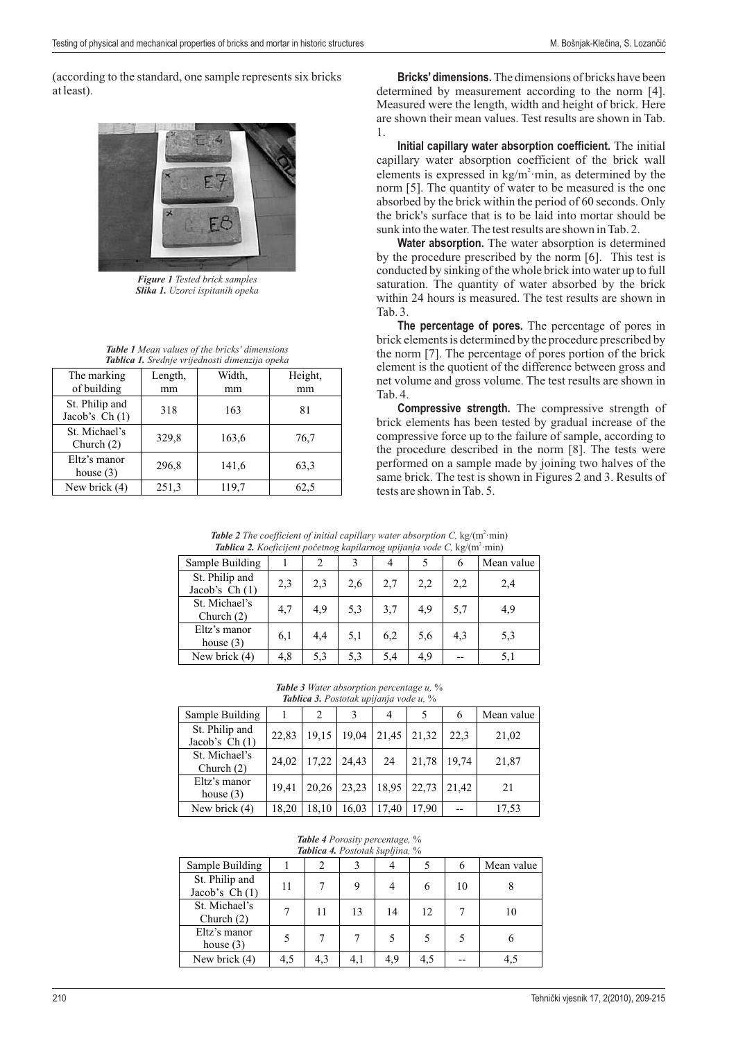(according to the standard, one sample represents six bricks at least).

*Figure 1 Tested brick samples*
*Slika 1. Uzorci ispitanih opeka*

*Table 1 Mean values of the bricks' dimensions*
*Tablica 1. Srednje vrijednosti dimenzija opeka*

| The marking of building | Length, mm | Width, mm | Height, mm |
|---|---|---|---|
| St. Philip and Jacob's Ch (1) | 318 | 163 | 81 |
| St. Michael's Church (2) | 329,8 | 163,6 | 76,7 |
| Eltz's manor house (3) | 296,8 | 141,6 | 63,3 |
| New brick (4) | 251,3 | 119,7 | 62,5 |

**Bricks' dimensions.** The dimensions of bricks have been determined by measurement according to the norm [4]. Measured were the length, width and height of brick. Here are shown their mean values. Test results are shown in Tab. 1.

**Initial capillary water absorption coefficient.** The initial capillary water absorption coefficient of the brick wall elements is expressed in $kg/m^2 \cdot min$, as determined by the norm [5]. The quantity of water to be measured is the one absorbed by the brick within the period of 60 seconds. Only the brick's surface that is to be laid into mortar should be sunk into the water. The test results are shown in Tab. 2.

**Water absorption.** The water absorption is determined by the procedure prescribed by the norm [6]. This test is conducted by sinking of the whole brick into water up to full saturation. The quantity of water absorbed by the brick within 24 hours is measured. The test results are shown in Tab. 3.

**The percentage of pores.** The percentage of pores in brick elements is determined by the procedure prescribed by the norm [7]. The percentage of pores portion of the brick element is the quotient of the difference between gross and net volume and gross volume. The test results are shown in Tab. 4.

**Compressive strength.** The compressive strength of brick elements has been tested by gradual increase of the compressive force up to the failure of sample, according to the procedure described in the norm [8]. The tests were performed on a sample made by joining two halves of the same brick. The test is shown in Figures 2 and 3. Results of tests are shown in Tab. 5.

*Table 2 The coefficient of initial capillary water absorption $C$, $kg/(m^2 \cdot min)$*
*Tablica 2. Koeficijent početnog kapilarnog upijanja vode $C$, $kg/(m^2 \cdot min)$*

| Sample Building | 1 | 2 | 3 | 4 | 5 | 6 | Mean value |
|---|---|---|---|---|---|---|---|
| St. Philip and Jacob's Ch (1) | 2,3 | 2,3 | 2,6 | 2,7 | 2,2 | 2,2 | 2,4 |
| St. Michael's Church (2) | 4,7 | 4,9 | 5,3 | 3,7 | 4,9 | 5,7 | 4,9 |
| Eltz's manor house (3) | 6,1 | 4,4 | 5,1 | 6,2 | 5,6 | 4,3 | 5,3 |
| New brick (4) | 4,8 | 5,3 | 5,3 | 5,4 | 4,9 | -- | 5,1 |

*Table 3 Water absorption percentage $u$, %*
*Tablica 3. Postotak upijanja vode $u$, %*

| Sample Building | 1 | 2 | 3 | 4 | 5 | 6 | Mean value |
|---|---|---|---|---|---|---|---|
| St. Philip and Jacob's Ch (1) | 22,83 | 19,15 | 19,04 | 21,45 | 21,32 | 22,3 | 21,02 |
| St. Michael's Church (2) | 24,02 | 17,22 | 24,43 | 24 | 21,78 | 19,74 | 21,87 |
| Eltz's manor house (3) | 19,41 | 20,26 | 23,23 | 18,95 | 22,73 | 21,42 | 21 |
| New brick (4) | 18,20 | 18,10 | 16,03 | 17,40 | 17,90 | -- | 17,53 |

*Table 4 Porosity percentage, %*
*Tablica 4. Postotak šupljina, %*

| Sample Building | 1 | 2 | 3 | 4 | 5 | 6 | Mean value |
|---|---|---|---|---|---|---|---|
| St. Philip and Jacob's Ch (1) | 11 | 7 | 9 | 4 | 6 | 10 | 8 |
| St. Michael's Church (2) | 7 | 11 | 13 | 14 | 12 | 7 | 10 |
| Eltz's manor house (3) | 5 | 7 | 7 | 5 | 5 | 5 | 6 |
| New brick (4) | 4,5 | 4,3 | 4,1 | 4,9 | 4,5 | -- | 4,5 |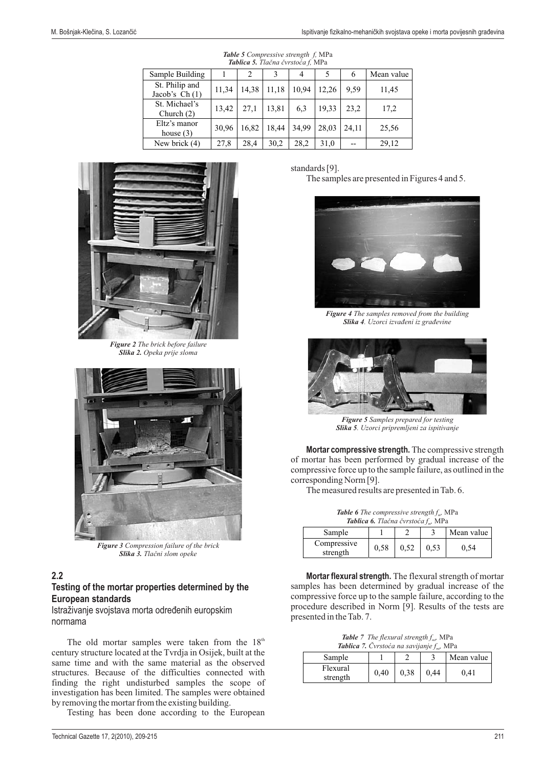*Table 5 Compressive strength $f$, MPa*
*Tablica 5. Tlačna čvrstoća $f$, MPa*

| Sample Building | 1 | 2 | 3 | 4 | 5 | 6 | Mean value |
|---|---|---|---|---|---|---|---|
| St. Philip and Jacob's Ch (1) | 11,34 | 14,38 | 11,18 | 10,94 | 12,26 | 9,59 | 11,45 |
| St. Michael's Church (2) | 13,42 | 27,1 | 13,81 | 6,3 | 19,33 | 23,2 | 17,2 |
| Eltz's manor house (3) | 30,96 | 16,82 | 18,44 | 34,99 | 28,03 | 24,11 | 25,56 |
| New brick (4) | 27,8 | 28,4 | 30,2 | 28,2 | 31,0 | -- | 29,12 |

*Figure 2 The brick before failure*
*Slika 2. Opeka prije sloma*

*Figure 3 Compression failure of the brick*
*Slika 3. Tlačni slom opeke*

## 2.2 Testing of the mortar properties determined by the European standards

Istraživanje svojstava morta određenih europskim normama

The old mortar samples were taken from the 18th century structure located at the Tvrdja in Osijek, built at the same time and with the same material as the observed structures. Because of the difficulties connected with finding the right undisturbed samples the scope of investigation has been limited. The samples were obtained by removing the mortar from the existing building.

Testing has been done according to the European standards [9].

The samples are presented in Figures 4 and 5.

*Figure 4 The samples removed from the building*
*Slika 4. Uzorci izvađeni iz građevine*

*Figure 5 Samples prepared for testing*
*Slika 5. Uzorci pripremljeni za ispitivanje*

**Mortar compressive strength.** The compressive strength of mortar has been performed by gradual increase of the compressive force up to the sample failure, as outlined in the corresponding Norm [9].

The measured results are presented in Tab. 6.

*Table 6 The compressive strength $f_m$, MPa*
*Tablica 6. Tlačna čvrstoća $f_m$, MPa*

| Sample | 1 | 2 | 3 | Mean value |
|---|---|---|---|---|
| Compressive strength | 0,58 | 0,52 | 0,53 | 0,54 |

**Mortar flexural strength.** The flexural strength of mortar samples has been determined by gradual increase of the compressive force up to the sample failure, according to the procedure described in Norm [9]. Results of the tests are presented in the Tab. 7.

*Table 7 The flexural strength $f_{mt}$, MPa*
*Tablica 7. Čvrstoća na savijanje $f_{mt}$, MPa*

| Sample | 1 | 2 | 3 | Mean value |
|---|---|---|---|---|
| Flexural strength | 0,40 | 0,38 | 0,44 | 0,41 |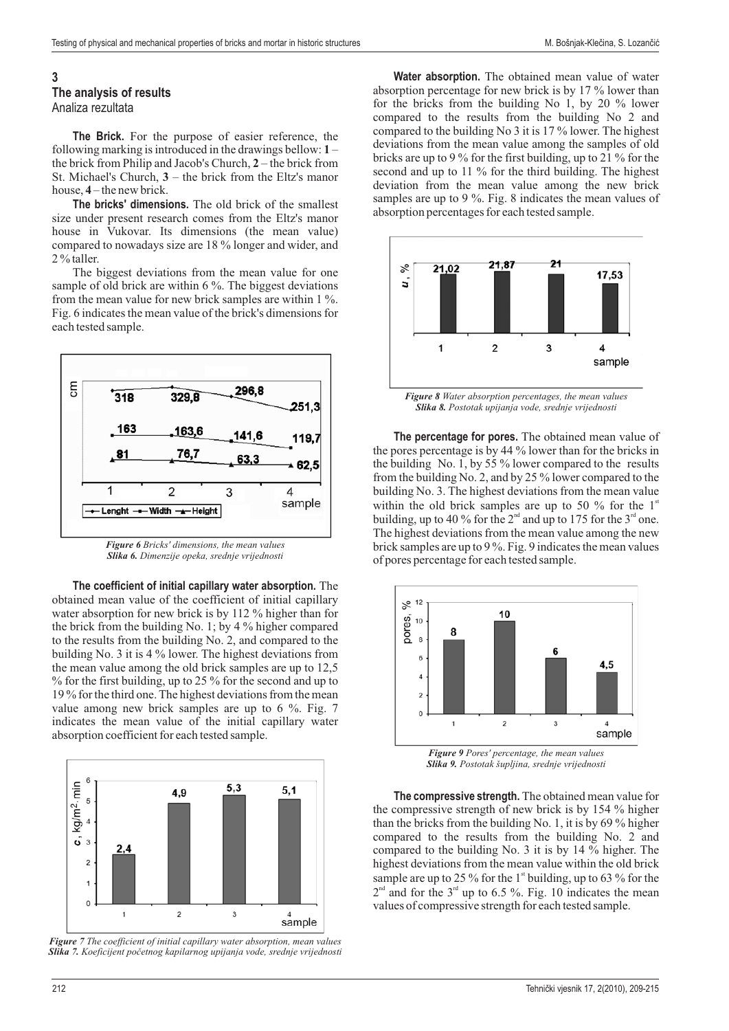## 3 The analysis of results
Analiza rezultata

**The Brick.** For the purpose of easier reference, the following marking is introduced in the drawings bellow: **1** – the brick from Philip and Jacob's Church, **2** – the brick from St. Michael's Church, **3** – the brick from the Eltz's manor house, **4** – the new brick.

**The bricks' dimensions.** The old brick of the smallest size under present research comes from the Eltz's manor house in Vukovar. Its dimensions (the mean value) compared to nowadays size are 18 % longer and wider, and 2 % taller.

The biggest deviations from the mean value for one sample of old brick are within 6 %. The biggest deviations from the mean value for new brick samples are within 1 %. Fig. 6 indicates the mean value of the brick's dimensions for each tested sample.

*Figure 6 Bricks' dimensions, the mean values*
*Slika 6. Dimenzije opeka, srednje vrijednosti*

**The coefficient of initial capillary water absorption.** The obtained mean value of the coefficient of initial capillary water absorption for new brick is by 112 % higher than for the brick from the building No. 1; by 4 % higher compared to the results from the building No. 2, and compared to the building No. 3 it is 4 % lower. The highest deviations from the mean value among the old brick samples are up to 12,5 % for the first building, up to 25 % for the second and up to 19 % for the third one. The highest deviations from the mean value among new brick samples are up to 6 %. Fig. 7 indicates the mean value of the initial capillary water absorption coefficient for each tested sample.

*Figure 7 The coefficient of initial capillary water absorption, mean values*
*Slika 7. Koeficijent početnog kapilarnog upijanja vode, srednje vrijednosti*

**Water absorption.** The obtained mean value of water absorption percentage for new brick is by 17 % lower than for the bricks from the building No 1, by 20 % lower compared to the results from the building No 2 and compared to the building No 3 it is 17 % lower. The highest deviations from the mean value among the samples of old bricks are up to 9 % for the first building, up to 21 % for the second and up to 11 % for the third building. The highest deviation from the mean value among the new brick samples are up to 9 %. Fig. 8 indicates the mean values of absorption percentages for each tested sample.

*Figure 8 Water absorption percentages, the mean values*
*Slika 8. Postotak upijanja vode, srednje vrijednosti*

**The percentage for pores.** The obtained mean value of the pores percentage is by 44 % lower than for the bricks in the building No. 1, by 55 % lower compared to the results from the building No. 2, and by 25 % lower compared to the building No. 3. The highest deviations from the mean value within the old brick samples are up to 50 % for the 1st building, up to 40 % for the 2nd and up to 175 for the 3rd one. The highest deviations from the mean value among the new brick samples are up to 9 %. Fig. 9 indicates the mean values of pores percentage for each tested sample.

*Figure 9 Pores' percentage, the mean values*
*Slika 9. Postotak šupljina, srednje vrijednosti*

**The compressive strength.** The obtained mean value for the compressive strength of new brick is by 154 % higher than the bricks from the building No. 1, it is by 69 % higher compared to the results from the building No. 2 and compared to the building No. 3 it is by 14 % higher. The highest deviations from the mean value within the old brick sample are up to 25 % for the 1st building, up to 63 % for the 2nd and for the 3rd up to 6.5 %. Fig. 10 indicates the mean values of compressive strength for each tested sample.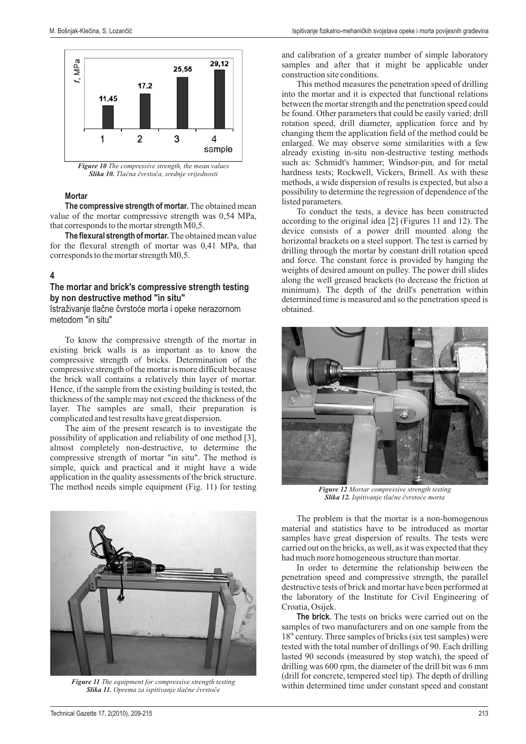*Figure 10 The compressive strength, the mean values*
***Slika 10.** Tlačna čvrstoća, srednje vrijednosti*

**Mortar**

**The compressive strength of mortar.** The obtained mean value of the mortar compressive strength was 0,54 MPa, that corresponds to the mortar strength M0,5.

**The flexural strength of mortar.** The obtained mean value for the flexural strength of mortar was 0,41 MPa, that corresponds to the mortar strength M0,5.

## 4
## The mortar and brick's compressive strength testing by non destructive method "in situ"
Istraživanje tlačne čvrstoće morta i opeke nerazornom metodom "in situ"

To know the compressive strength of the mortar in existing brick walls is as important as to know the compressive strength of bricks. Determination of the compressive strength of the mortar is more difficult because the brick wall contains a relatively thin layer of mortar. Hence, if the sample from the existing building is tested, the thickness of the sample may not exceed the thickness of the layer. The samples are small, their preparation is complicated and test results have great dispersion.

The aim of the present research is to investigate the possibility of application and reliability of one method [3], almost completely non-destructive, to determine the compressive strength of mortar "in situ". The method is simple, quick and practical and it might have a wide application in the quality assessments of the brick structure. The method needs simple equipment (Fig. 11) for testing and calibration of a greater number of simple laboratory samples and after that it might be applicable under construction site conditions.

*Figure 11 The equipment for compressive strength testing*
***Slika 11.** Oprema za ispitivanje tlačne čvrstoće*

This method measures the penetration speed of drilling into the mortar and it is expected that functional relations between the mortar strength and the penetration speed could be found. Other parameters that could be easily varied: drill rotation speed, drill diameter, application force and by changing them the application field of the method could be enlarged. We may observe some similarities with a few already existing in-situ non-destructive testing methods such as: Schmidt's hammer; Windsor-pin, and for metal hardness tests; Rockwell, Vickers, Brinell. As with these methods, a wide dispersion of results is expected, but also a possibility to determine the regression of dependence of the listed parameters.

To conduct the tests, a device has been constructed according to the original idea [2] (Figures 11 and 12). The device consists of a power drill mounted along the horizontal brackets on a steel support. The test is carried by drilling through the mortar by constant drill rotation speed and force. The constant force is provided by hanging the weights of desired amount on pulley. The power drill slides along the well greased brackets (to decrease the friction at minimum). The depth of the drill's penetration within determined time is measured and so the penetration speed is obtained.

*Figure 12 Mortar compressive strength testing*
***Slika 12.** Ispitivanje tlačne čvrstoće morta*

The problem is that the mortar is a non-homogenous material and statistics have to be introduced as mortar samples have great dispersion of results. The tests were carried out on the bricks, as well, as it was expected that they had much more homogeneous structure than mortar.

In order to determine the relationship between the penetration speed and compressive strength, the parallel destructive tests of brick and mortar have been performed at the laboratory of the Institute for Civil Engineering of Croatia, Osijek.

**The brick.** The tests on bricks were carried out on the samples of two manufacturers and on one sample from the 18th century. Three samples of bricks (six test samples) were tested with the total number of drillings of 90. Each drilling lasted 90 seconds (measured by stop watch), the speed of drilling was 600 rpm, the diameter of the drill bit was 6 mm (drill for concrete, tempered steel tip). The depth of drilling within determined time under constant speed and constant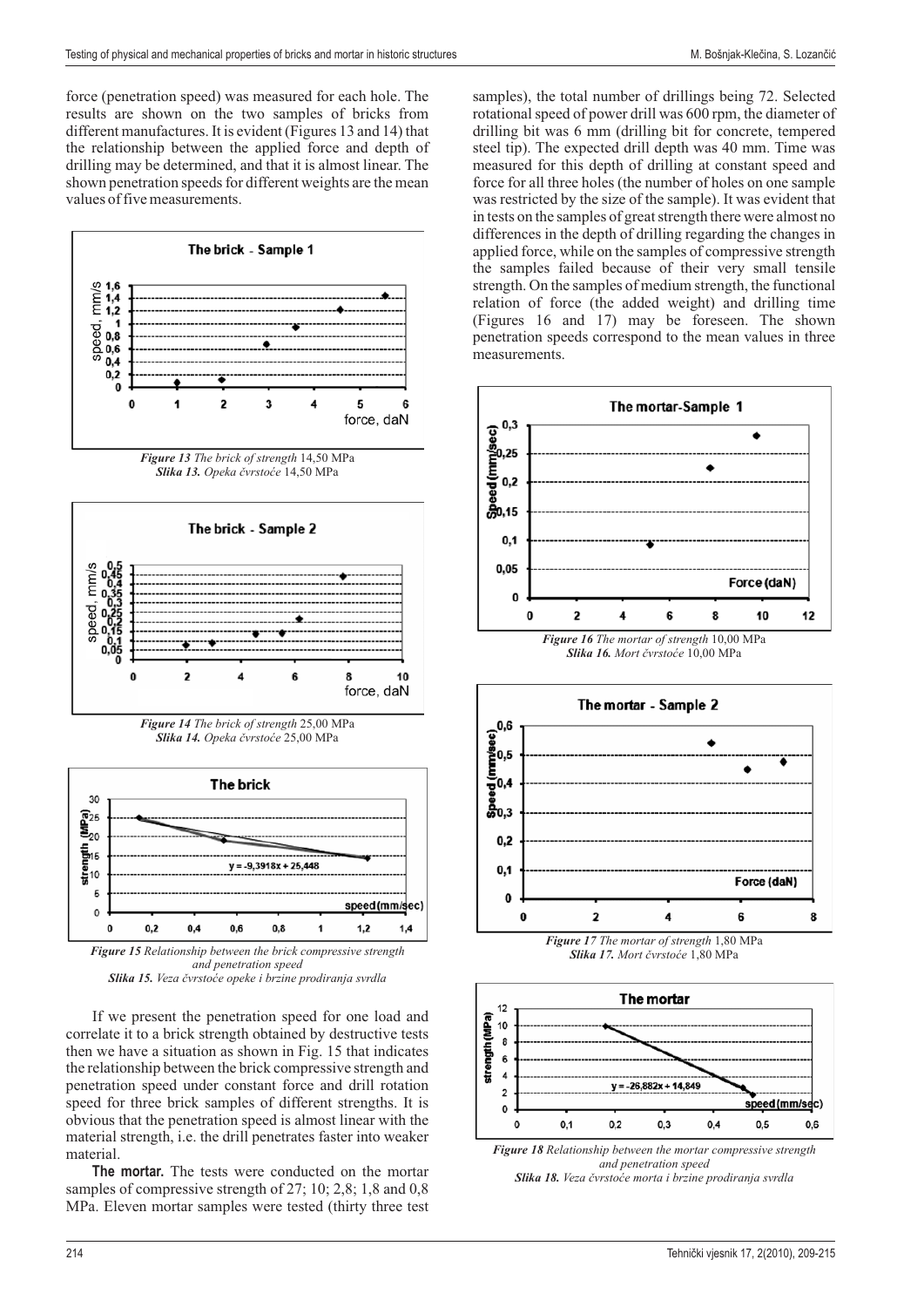force (penetration speed) was measured for each hole. The results are shown on the two samples of bricks from different manufactures. It is evident (Figures 13 and 14) that the relationship between the applied force and depth of drilling may be determined, and that it is almost linear. The shown penetration speeds for different weights are the mean values of five measurements.

*Figure 13 The brick of strength* 14,50 MPa
***Slika 13.*** *Opeka čvrstoće* 14,50 MPa

*Figure 14 The brick of strength* 25,00 MPa
***Slika 14.*** *Opeka čvrstoće* 25,00 MPa

*Figure 15 Relationship between the brick compressive strength and penetration speed*
***Slika 15.*** *Veza čvrstoće opeke i brzine prodiranja svrdla*

If we present the penetration speed for one load and correlate it to a brick strength obtained by destructive tests then we have a situation as shown in Fig. 15 that indicates the relationship between the brick compressive strength and penetration speed under constant force and drill rotation speed for three brick samples of different strengths. It is obvious that the penetration speed is almost linear with the material strength, i.e. the drill penetrates faster into weaker material.

**The mortar.** The tests were conducted on the mortar samples of compressive strength of 27; 10; 2,8; 1,8 and 0,8 MPa. Eleven mortar samples were tested (thirty three test samples), the total number of drillings being 72. Selected rotational speed of power drill was 600 rpm, the diameter of drilling bit was 6 mm (drilling bit for concrete, tempered steel tip). The expected drill depth was 40 mm. Time was measured for this depth of drilling at constant speed and force for all three holes (the number of holes on one sample was restricted by the size of the sample). It was evident that in tests on the samples of great strength there were almost no differences in the depth of drilling regarding the changes in applied force, while on the samples of compressive strength the samples failed because of their very small tensile strength. On the samples of medium strength, the functional relation of force (the added weight) and drilling time (Figures 16 and 17) may be foreseen. The shown penetration speeds correspond to the mean values in three measurements.

*Figure 16 The mortar of strength* 10,00 MPa
***Slika 16.*** *Mort čvrstoće* 10,00 MPa

*Figure 17 The mortar of strength* 1,80 MPa
***Slika 17.*** *Mort čvrstoće* 1,80 MPa

*Figure 18 Relationship between the mortar compressive strength and penetration speed*
***Slika 18.*** *Veza čvrstoće morta i brzine prodiranja svrdla*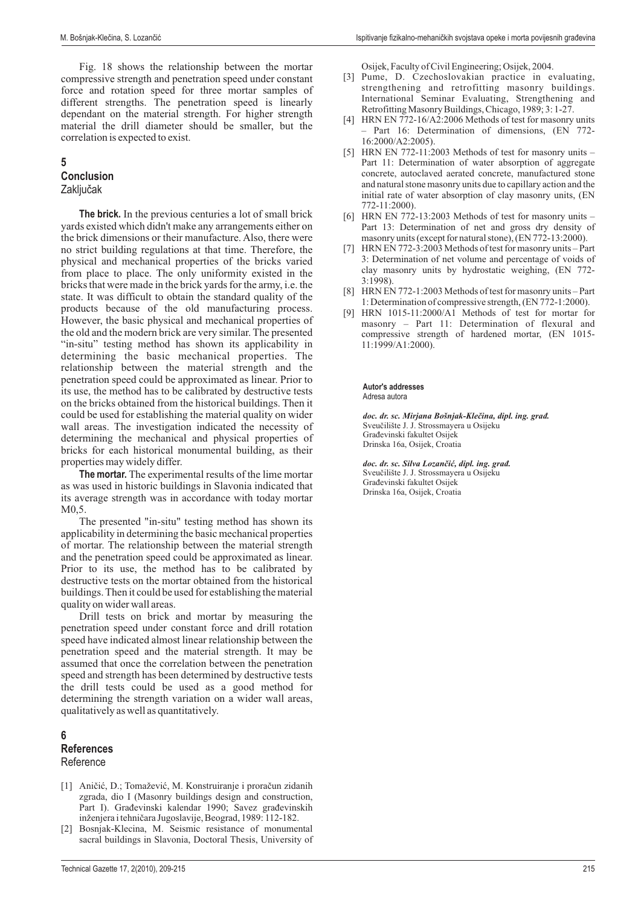Fig. 18 shows the relationship between the mortar compressive strength and penetration speed under constant force and rotation speed for three mortar samples of different strengths. The penetration speed is linearly dependant on the material strength. For higher strength material the drill diameter should be smaller, but the correlation is expected to exist.

## 5 Conclusion
Zaključak

**The brick.** In the previous centuries a lot of small brick yards existed which didn't make any arrangements either on the brick dimensions or their manufacture. Also, there were no strict building regulations at that time. Therefore, the physical and mechanical properties of the bricks varied from place to place. The only uniformity existed in the bricks that were made in the brick yards for the army, i.e. the state. It was difficult to obtain the standard quality of the products because of the old manufacturing process. However, the basic physical and mechanical properties of the old and the modern brick are very similar. The presented "in-situ" testing method has shown its applicability in determining the basic mechanical properties. The relationship between the material strength and the penetration speed could be approximated as linear. Prior to its use, the method has to be calibrated by destructive tests on the bricks obtained from the historical buildings. Then it could be used for establishing the material quality on wider wall areas. The investigation indicated the necessity of determining the mechanical and physical properties of bricks for each historical monumental building, as their properties may widely differ.

**The mortar.** The experimental results of the lime mortar as was used in historic buildings in Slavonia indicated that its average strength was in accordance with today mortar M0,5.

The presented "in-situ" testing method has shown its applicability in determining the basic mechanical properties of mortar. The relationship between the material strength and the penetration speed could be approximated as linear. Prior to its use, the method has to be calibrated by destructive tests on the mortar obtained from the historical buildings. Then it could be used for establishing the material quality on wider wall areas.

Drill tests on brick and mortar by measuring the penetration speed under constant force and drill rotation speed have indicated almost linear relationship between the penetration speed and the material strength. It may be assumed that once the correlation between the penetration speed and strength has been determined by destructive tests the drill tests could be used as a good method for determining the strength variation on a wider wall areas, qualitatively as well as quantitatively.

## 6 References
Reference

[1] Aničić, D.; Tomažević, M. Konstruiranje i proračun zidanih zgrada, dio I (Masonry buildings design and construction, Part I). Građevinski kalendar 1990; Savez građevinskih inženjera i tehničara Jugoslavije, Beograd, 1989: 112-182.

[2] Bosnjak-Klecina, M. Seismic resistance of monumental sacral buildings in Slavonia, Doctoral Thesis, University of Osijek, Faculty of Civil Engineering; Osijek, 2004.

[3] Pume, D. Czechoslovakian practice in evaluating, strengthening and retrofitting masonry buildings. International Seminar Evaluating, Strengthening and Retrofitting Masonry Buildings, Chicago, 1989; 3: 1-27.

[4] HRN EN 772-16/A2:2006 Methods of test for masonry units – Part 16: Determination of dimensions, (EN 772-16:2000/A2:2005).

[5] HRN EN 772-11:2003 Methods of test for masonry units – Part 11: Determination of water absorption of aggregate concrete, autoclaved aerated concrete, manufactured stone and natural stone masonry units due to capillary action and the initial rate of water absorption of clay masonry units, (EN 772-11:2000).

[6] HRN EN 772-13:2003 Methods of test for masonry units – Part 13: Determination of net and gross dry density of masonry units (except for natural stone), (EN 772-13:2000).

[7] HRN EN 772-3:2003 Methods of test for masonry units – Part 3: Determination of net volume and percentage of voids of clay masonry units by hydrostatic weighing, (EN 772-3:1998).

[8] HRN EN 772-1:2003 Methods of test for masonry units – Part 1: Determination of compressive strength, (EN 772-1:2000).

[9] HRN 1015-11:2000/A1 Methods of test for mortar for masonry – Part 11: Determination of flexural and compressive strength of hardened mortar, (EN 1015-11:1999/A1:2000).

**Autor's addresses**
Adresa autora

***doc. dr. sc. Mirjana Bošnjak-Klečina, dipl. ing. grad.***
Sveučilište J. J. Strossmayera u Osijeku
Građevinski fakultet Osijek
Drinska 16a, Osijek, Croatia

***doc. dr. sc. Silva Lozančić, dipl. ing. grad.***
Sveučilište J. J. Strossmayera u Osijeku
Građevinski fakultet Osijek
Drinska 16a, Osijek, Croatia